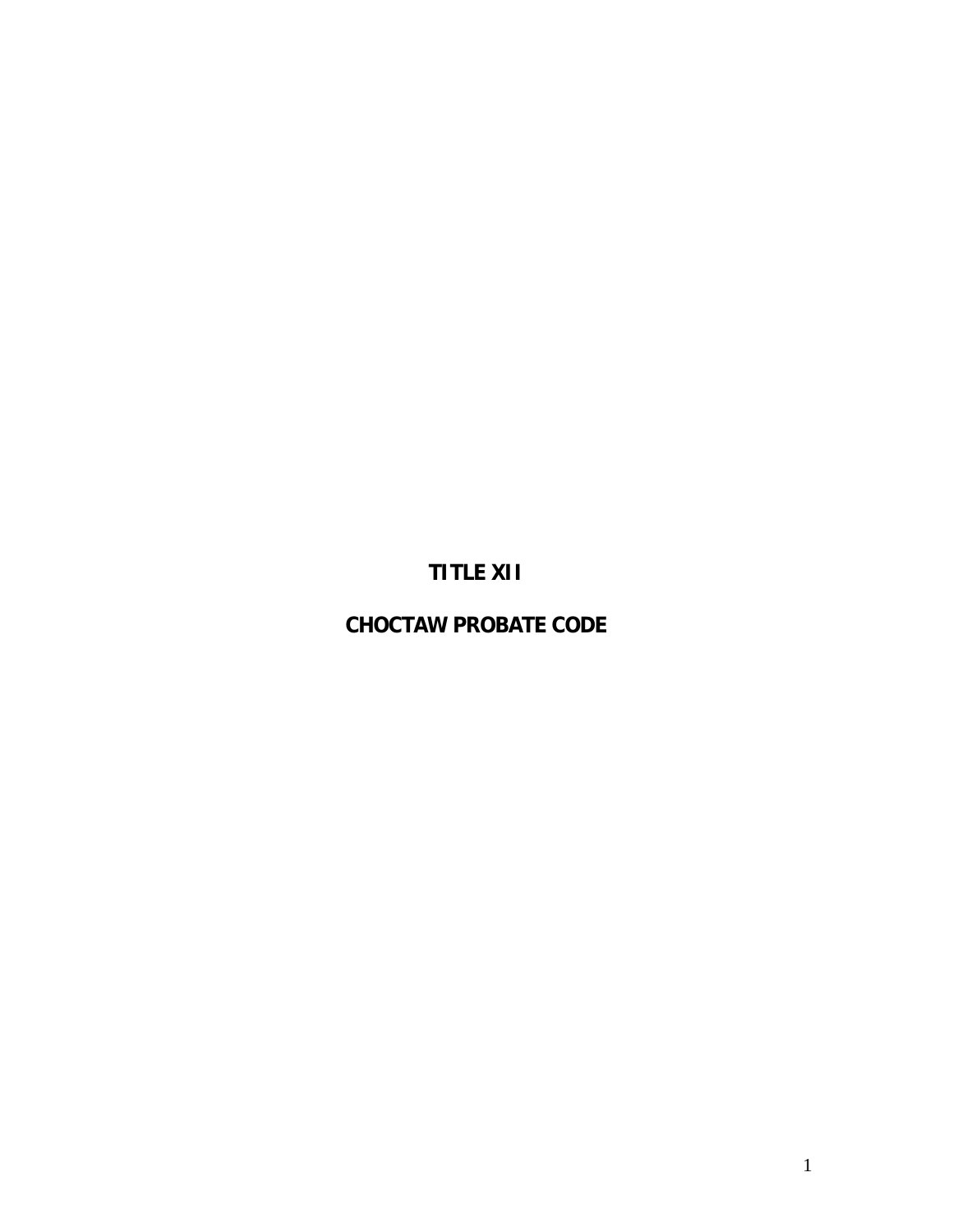# TITLE XII

# CHOCTAW PROBATE CODE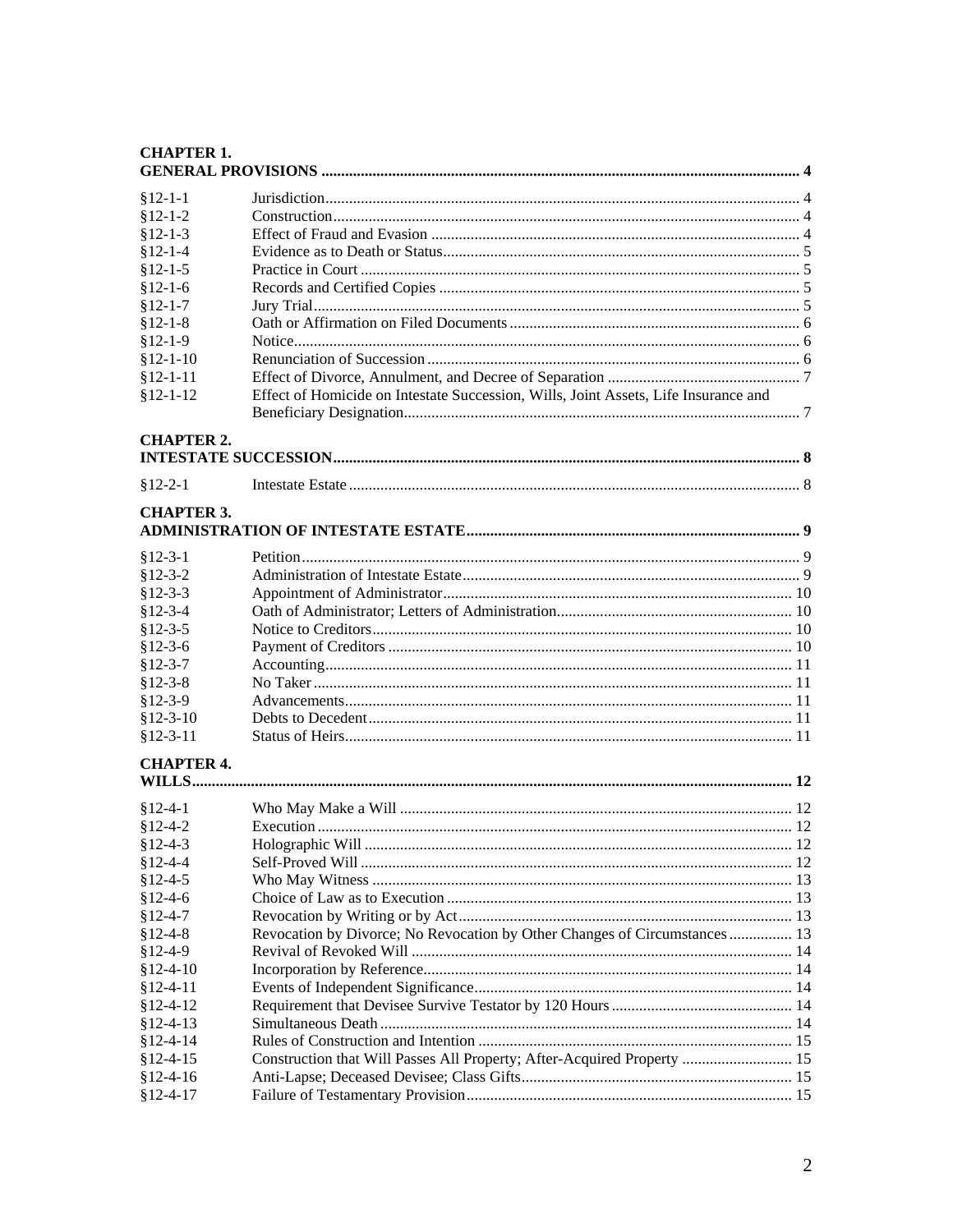**CHAPTER 1.**
**GENERAL PROVISIONS ........................................................................ 4**

| | | |
|---|---|---|
| §12-1-1 | Jurisdiction | 4 |
| §12-1-2 | Construction | 4 |
| §12-1-3 | Effect of Fraud and Evasion | 4 |
| §12-1-4 | Evidence as to Death or Status | 5 |
| §12-1-5 | Practice in Court | 5 |
| §12-1-6 | Records and Certified Copies | 5 |
| §12-1-7 | Jury Trial | 5 |
| §12-1-8 | Oath or Affirmation on Filed Documents | 6 |
| §12-1-9 | Notice | 6 |
| §12-1-10 | Renunciation of Succession | 6 |
| §12-1-11 | Effect of Divorce, Annulment, and Decree of Separation | 7 |
| §12-1-12 | Effect of Homicide on Intestate Succession, Wills, Joint Assets, Life Insurance and Beneficiary Designation | 7 |

**CHAPTER 2.**
**INTESTATE SUCCESSION ........................................................................ 8**

| | | |
|---|---|---|
| §12-2-1 | Intestate Estate | 8 |

**CHAPTER 3.**
**ADMINISTRATION OF INTESTATE ESTATE ........................................................................ 9**

| | | |
|---|---|---|
| §12-3-1 | Petition | 9 |
| §12-3-2 | Administration of Intestate Estate | 9 |
| §12-3-3 | Appointment of Administrator | 10 |
| §12-3-4 | Oath of Administrator; Letters of Administration | 10 |
| §12-3-5 | Notice to Creditors | 10 |
| §12-3-6 | Payment of Creditors | 10 |
| §12-3-7 | Accounting | 11 |
| §12-3-8 | No Taker | 11 |
| §12-3-9 | Advancements | 11 |
| §12-3-10 | Debts to Decedent | 11 |
| §12-3-11 | Status of Heirs | 11 |

**CHAPTER 4.**
**WILLS ........................................................................ 12**

| | | |
|---|---|---|
| §12-4-1 | Who May Make a Will | 12 |
| §12-4-2 | Execution | 12 |
| §12-4-3 | Holographic Will | 12 |
| §12-4-4 | Self-Proved Will | 12 |
| §12-4-5 | Who May Witness | 13 |
| §12-4-6 | Choice of Law as to Execution | 13 |
| §12-4-7 | Revocation by Writing or by Act | 13 |
| §12-4-8 | Revocation by Divorce; No Revocation by Other Changes of Circumstances | 13 |
| §12-4-9 | Revival of Revoked Will | 14 |
| §12-4-10 | Incorporation by Reference | 14 |
| §12-4-11 | Events of Independent Significance | 14 |
| §12-4-12 | Requirement that Devisee Survive Testator by 120 Hours | 14 |
| §12-4-13 | Simultaneous Death | 14 |
| §12-4-14 | Rules of Construction and Intention | 15 |
| §12-4-15 | Construction that Will Passes All Property; After-Acquired Property | 15 |
| §12-4-16 | Anti-Lapse; Deceased Devisee; Class Gifts | 15 |
| §12-4-17 | Failure of Testamentary Provision | 15 |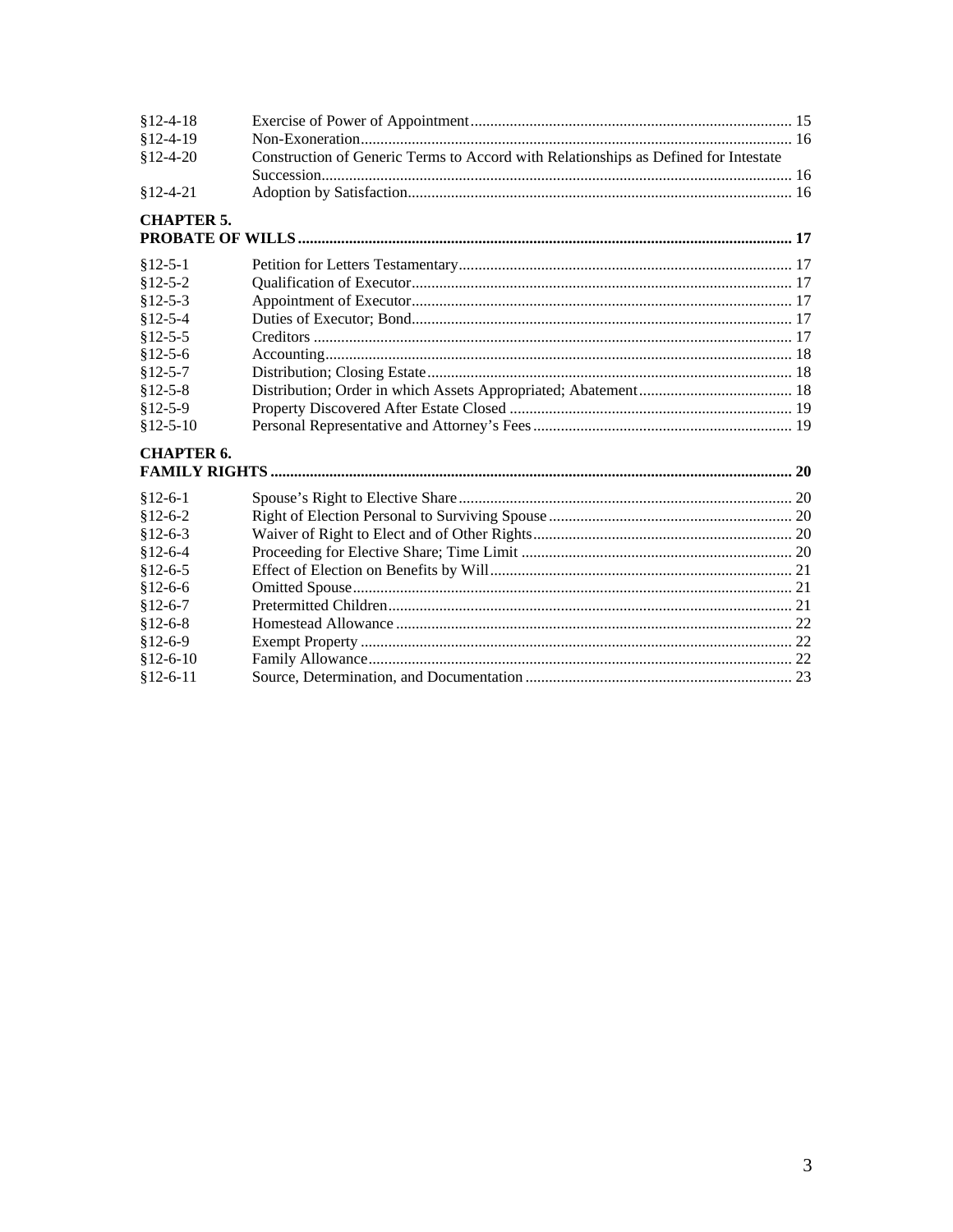| | | |
|---|---|---|
| §12-4-18 | Exercise of Power of Appointment | 15 |
| §12-4-19 | Non-Exoneration | 16 |
| §12-4-20 | Construction of Generic Terms to Accord with Relationships as Defined for Intestate Succession | 16 |
| §12-4-21 | Adoption by Satisfaction | 16 |

**CHAPTER 5.**
**PROBATE OF WILLS** ..... **17**

| | | |
|---|---|---|
| §12-5-1 | Petition for Letters Testamentary | 17 |
| §12-5-2 | Qualification of Executor | 17 |
| §12-5-3 | Appointment of Executor | 17 |
| §12-5-4 | Duties of Executor; Bond | 17 |
| §12-5-5 | Creditors | 17 |
| §12-5-6 | Accounting | 18 |
| §12-5-7 | Distribution; Closing Estate | 18 |
| §12-5-8 | Distribution; Order in which Assets Appropriated; Abatement | 18 |
| §12-5-9 | Property Discovered After Estate Closed | 19 |
| §12-5-10 | Personal Representative and Attorney's Fees | 19 |

**CHAPTER 6.**
**FAMILY RIGHTS** ..... **20**

| | | |
|---|---|---|
| §12-6-1 | Spouse's Right to Elective Share | 20 |
| §12-6-2 | Right of Election Personal to Surviving Spouse | 20 |
| §12-6-3 | Waiver of Right to Elect and of Other Rights | 20 |
| §12-6-4 | Proceeding for Elective Share; Time Limit | 20 |
| §12-6-5 | Effect of Election on Benefits by Will | 21 |
| §12-6-6 | Omitted Spouse | 21 |
| §12-6-7 | Pretermitted Children | 21 |
| §12-6-8 | Homestead Allowance | 22 |
| §12-6-9 | Exempt Property | 22 |
| §12-6-10 | Family Allowance | 22 |
| §12-6-11 | Source, Determination, and Documentation | 23 |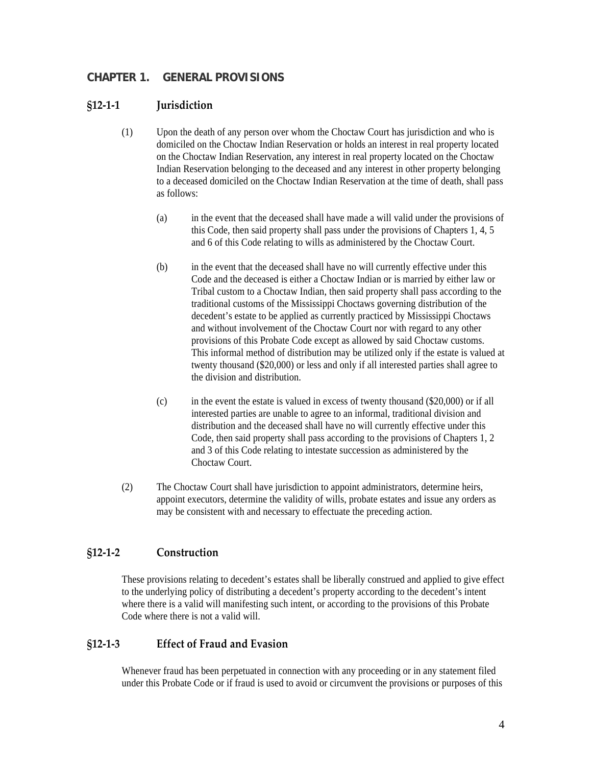## CHAPTER 1. GENERAL PROVISIONS

### §12-1-1 Jurisdiction

(1) Upon the death of any person over whom the Choctaw Court has jurisdiction and who is domiciled on the Choctaw Indian Reservation or holds an interest in real property located on the Choctaw Indian Reservation, any interest in real property located on the Choctaw Indian Reservation belonging to the deceased and any interest in other property belonging to a deceased domiciled on the Choctaw Indian Reservation at the time of death, shall pass as follows:

(a) in the event that the deceased shall have made a will valid under the provisions of this Code, then said property shall pass under the provisions of Chapters 1, 4, 5 and 6 of this Code relating to wills as administered by the Choctaw Court.

(b) in the event that the deceased shall have no will currently effective under this Code and the deceased is either a Choctaw Indian or is married by either law or Tribal custom to a Choctaw Indian, then said property shall pass according to the traditional customs of the Mississippi Choctaws governing distribution of the decedent's estate to be applied as currently practiced by Mississippi Choctaws and without involvement of the Choctaw Court nor with regard to any other provisions of this Probate Code except as allowed by said Choctaw customs. This informal method of distribution may be utilized only if the estate is valued at twenty thousand ($20,000) or less and only if all interested parties shall agree to the division and distribution.

(c) in the event the estate is valued in excess of twenty thousand ($20,000) or if all interested parties are unable to agree to an informal, traditional division and distribution and the deceased shall have no will currently effective under this Code, then said property shall pass according to the provisions of Chapters 1, 2 and 3 of this Code relating to intestate succession as administered by the Choctaw Court.

(2) The Choctaw Court shall have jurisdiction to appoint administrators, determine heirs, appoint executors, determine the validity of wills, probate estates and issue any orders as may be consistent with and necessary to effectuate the preceding action.

### §12-1-2 Construction

These provisions relating to decedent's estates shall be liberally construed and applied to give effect to the underlying policy of distributing a decedent's property according to the decedent's intent where there is a valid will manifesting such intent, or according to the provisions of this Probate Code where there is not a valid will.

### §12-1-3 Effect of Fraud and Evasion

Whenever fraud has been perpetuated in connection with any proceeding or in any statement filed under this Probate Code or if fraud is used to avoid or circumvent the provisions or purposes of this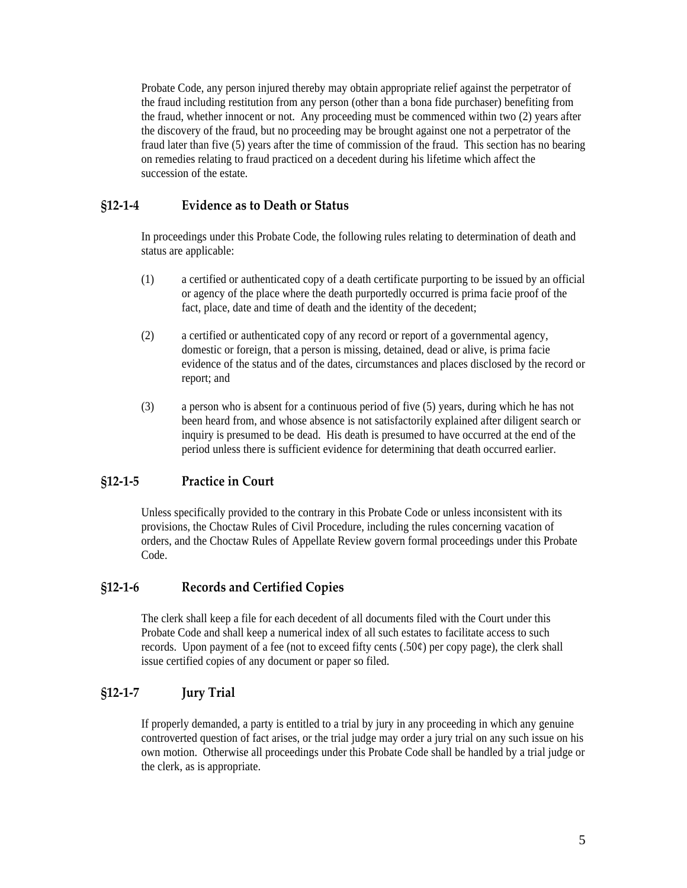Probate Code, any person injured thereby may obtain appropriate relief against the perpetrator of the fraud including restitution from any person (other than a bona fide purchaser) benefiting from the fraud, whether innocent or not. Any proceeding must be commenced within two (2) years after the discovery of the fraud, but no proceeding may be brought against one not a perpetrator of the fraud later than five (5) years after the time of commission of the fraud. This section has no bearing on remedies relating to fraud practiced on a decedent during his lifetime which affect the succession of the estate.

### §12-1-4 Evidence as to Death or Status

In proceedings under this Probate Code, the following rules relating to determination of death and status are applicable:

(1) a certified or authenticated copy of a death certificate purporting to be issued by an official or agency of the place where the death purportedly occurred is prima facie proof of the fact, place, date and time of death and the identity of the decedent;

(2) a certified or authenticated copy of any record or report of a governmental agency, domestic or foreign, that a person is missing, detained, dead or alive, is prima facie evidence of the status and of the dates, circumstances and places disclosed by the record or report; and

(3) a person who is absent for a continuous period of five (5) years, during which he has not been heard from, and whose absence is not satisfactorily explained after diligent search or inquiry is presumed to be dead. His death is presumed to have occurred at the end of the period unless there is sufficient evidence for determining that death occurred earlier.

### §12-1-5 Practice in Court

Unless specifically provided to the contrary in this Probate Code or unless inconsistent with its provisions, the Choctaw Rules of Civil Procedure, including the rules concerning vacation of orders, and the Choctaw Rules of Appellate Review govern formal proceedings under this Probate Code.

### §12-1-6 Records and Certified Copies

The clerk shall keep a file for each decedent of all documents filed with the Court under this Probate Code and shall keep a numerical index of all such estates to facilitate access to such records. Upon payment of a fee (not to exceed fifty cents (.50¢) per copy page), the clerk shall issue certified copies of any document or paper so filed.

### §12-1-7 Jury Trial

If properly demanded, a party is entitled to a trial by jury in any proceeding in which any genuine controverted question of fact arises, or the trial judge may order a jury trial on any such issue on his own motion. Otherwise all proceedings under this Probate Code shall be handled by a trial judge or the clerk, as is appropriate.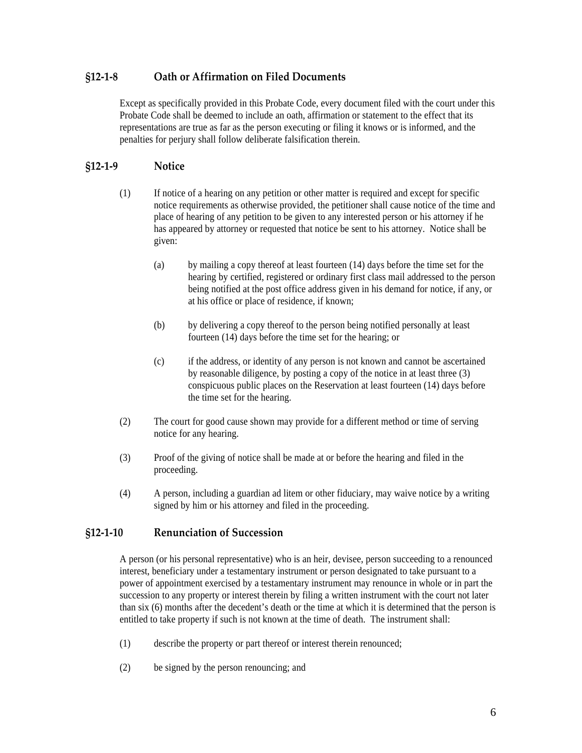### §12-1-8 Oath or Affirmation on Filed Documents

Except as specifically provided in this Probate Code, every document filed with the court under this Probate Code shall be deemed to include an oath, affirmation or statement to the effect that its representations are true as far as the person executing or filing it knows or is informed, and the penalties for perjury shall follow deliberate falsification therein.

### §12-1-9 Notice

(1) If notice of a hearing on any petition or other matter is required and except for specific notice requirements as otherwise provided, the petitioner shall cause notice of the time and place of hearing of any petition to be given to any interested person or his attorney if he has appeared by attorney or requested that notice be sent to his attorney. Notice shall be given:

(a) by mailing a copy thereof at least fourteen (14) days before the time set for the hearing by certified, registered or ordinary first class mail addressed to the person being notified at the post office address given in his demand for notice, if any, or at his office or place of residence, if known;

(b) by delivering a copy thereof to the person being notified personally at least fourteen (14) days before the time set for the hearing; or

(c) if the address, or identity of any person is not known and cannot be ascertained by reasonable diligence, by posting a copy of the notice in at least three (3) conspicuous public places on the Reservation at least fourteen (14) days before the time set for the hearing.

(2) The court for good cause shown may provide for a different method or time of serving notice for any hearing.

(3) Proof of the giving of notice shall be made at or before the hearing and filed in the proceeding.

(4) A person, including a guardian ad litem or other fiduciary, may waive notice by a writing signed by him or his attorney and filed in the proceeding.

### §12-1-10 Renunciation of Succession

A person (or his personal representative) who is an heir, devisee, person succeeding to a renounced interest, beneficiary under a testamentary instrument or person designated to take pursuant to a power of appointment exercised by a testamentary instrument may renounce in whole or in part the succession to any property or interest therein by filing a written instrument with the court not later than six (6) months after the decedent's death or the time at which it is determined that the person is entitled to take property if such is not known at the time of death. The instrument shall:

(1) describe the property or part thereof or interest therein renounced;

(2) be signed by the person renouncing; and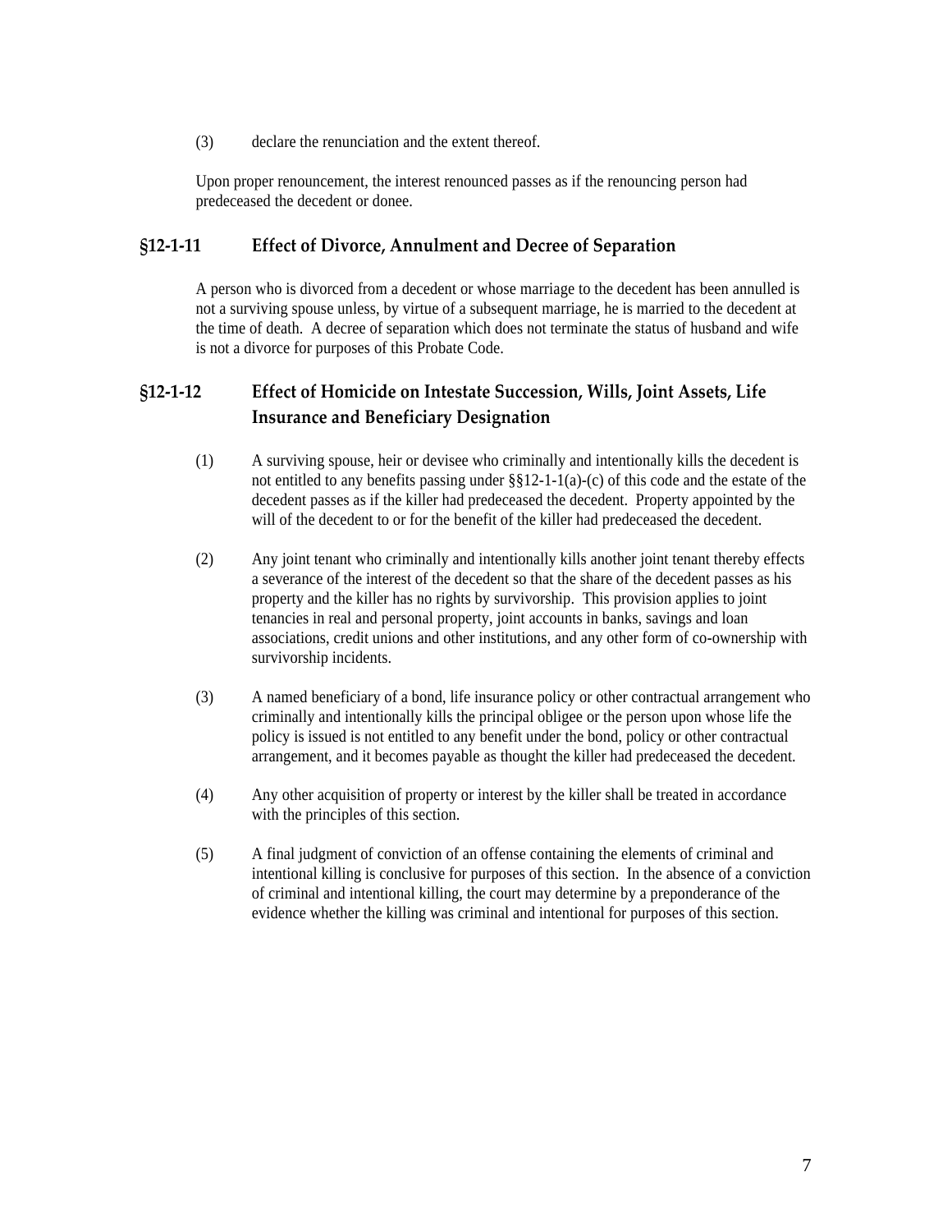(3) declare the renunciation and the extent thereof.

Upon proper renouncement, the interest renounced passes as if the renouncing person had predeceased the decedent or donee.

## §12-1-11 Effect of Divorce, Annulment and Decree of Separation

A person who is divorced from a decedent or whose marriage to the decedent has been annulled is not a surviving spouse unless, by virtue of a subsequent marriage, he is married to the decedent at the time of death. A decree of separation which does not terminate the status of husband and wife is not a divorce for purposes of this Probate Code.

## §12-1-12 Effect of Homicide on Intestate Succession, Wills, Joint Assets, Life Insurance and Beneficiary Designation

(1) A surviving spouse, heir or devisee who criminally and intentionally kills the decedent is not entitled to any benefits passing under §§12-1-1(a)-(c) of this code and the estate of the decedent passes as if the killer had predeceased the decedent. Property appointed by the will of the decedent to or for the benefit of the killer had predeceased the decedent.

(2) Any joint tenant who criminally and intentionally kills another joint tenant thereby effects a severance of the interest of the decedent so that the share of the decedent passes as his property and the killer has no rights by survivorship. This provision applies to joint tenancies in real and personal property, joint accounts in banks, savings and loan associations, credit unions and other institutions, and any other form of co-ownership with survivorship incidents.

(3) A named beneficiary of a bond, life insurance policy or other contractual arrangement who criminally and intentionally kills the principal obligee or the person upon whose life the policy is issued is not entitled to any benefit under the bond, policy or other contractual arrangement, and it becomes payable as thought the killer had predeceased the decedent.

(4) Any other acquisition of property or interest by the killer shall be treated in accordance with the principles of this section.

(5) A final judgment of conviction of an offense containing the elements of criminal and intentional killing is conclusive for purposes of this section. In the absence of a conviction of criminal and intentional killing, the court may determine by a preponderance of the evidence whether the killing was criminal and intentional for purposes of this section.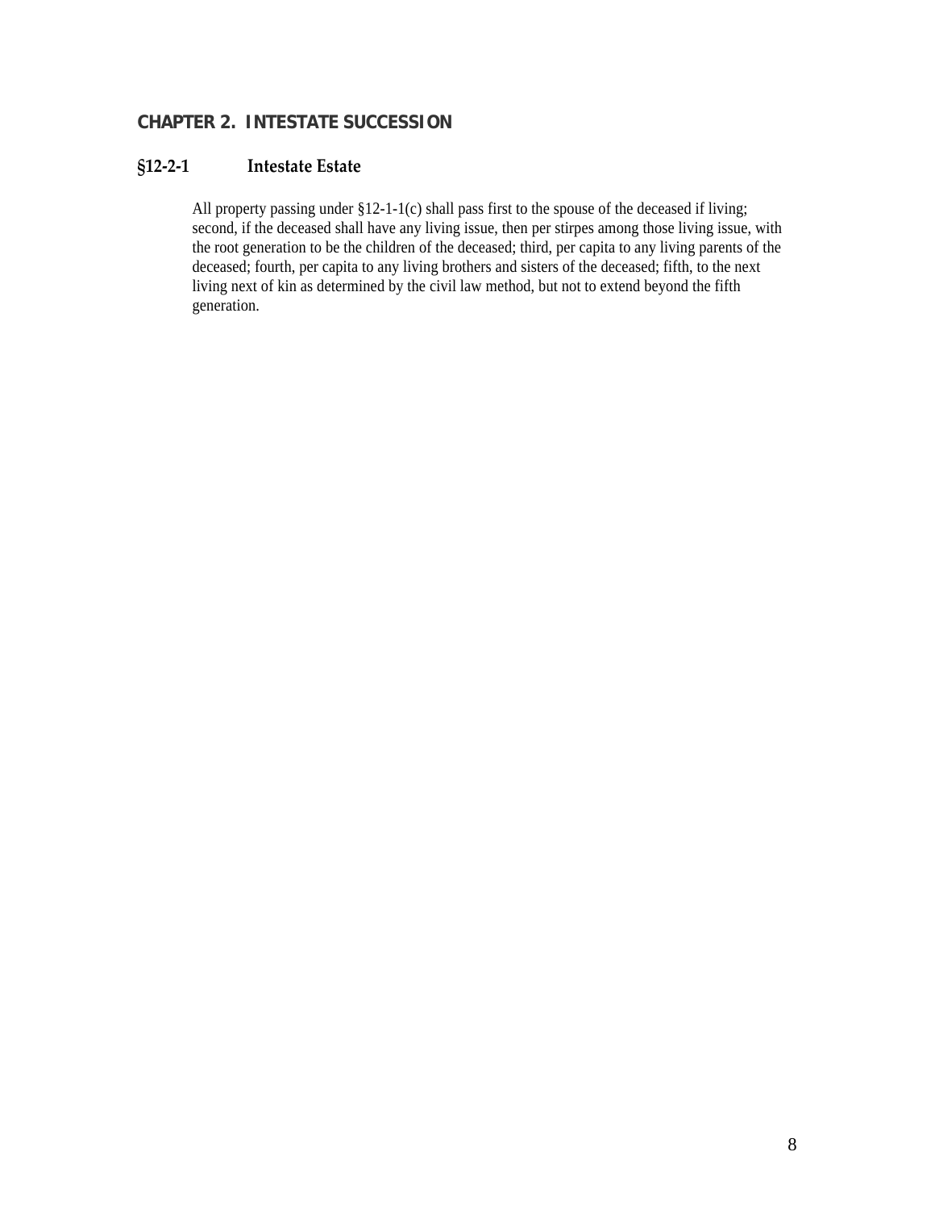## CHAPTER 2. INTESTATE SUCCESSION

### §12-2-1 Intestate Estate

All property passing under §12-1-1(c) shall pass first to the spouse of the deceased if living; second, if the deceased shall have any living issue, then per stirpes among those living issue, with the root generation to be the children of the deceased; third, per capita to any living parents of the deceased; fourth, per capita to any living brothers and sisters of the deceased; fifth, to the next living next of kin as determined by the civil law method, but not to extend beyond the fifth generation.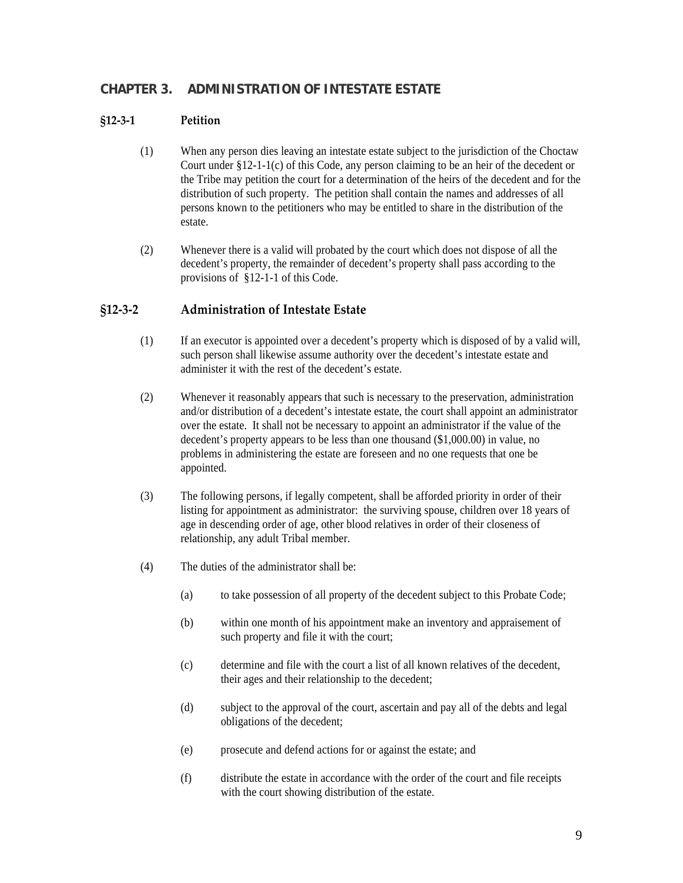## CHAPTER 3. ADMINISTRATION OF INTESTATE ESTATE

### §12-3-1 Petition

(1) When any person dies leaving an intestate estate subject to the jurisdiction of the Choctaw Court under §12-1-1(c) of this Code, any person claiming to be an heir of the decedent or the Tribe may petition the court for a determination of the heirs of the decedent and for the distribution of such property. The petition shall contain the names and addresses of all persons known to the petitioners who may be entitled to share in the distribution of the estate.

(2) Whenever there is a valid will probated by the court which does not dispose of all the decedent's property, the remainder of decedent's property shall pass according to the provisions of §12-1-1 of this Code.

### §12-3-2 Administration of Intestate Estate

(1) If an executor is appointed over a decedent's property which is disposed of by a valid will, such person shall likewise assume authority over the decedent's intestate estate and administer it with the rest of the decedent's estate.

(2) Whenever it reasonably appears that such is necessary to the preservation, administration and/or distribution of a decedent's intestate estate, the court shall appoint an administrator over the estate. It shall not be necessary to appoint an administrator if the value of the decedent's property appears to be less than one thousand ($1,000.00) in value, no problems in administering the estate are foreseen and no one requests that one be appointed.

(3) The following persons, if legally competent, shall be afforded priority in order of their listing for appointment as administrator: the surviving spouse, children over 18 years of age in descending order of age, other blood relatives in order of their closeness of relationship, any adult Tribal member.

(4) The duties of the administrator shall be:

(a) to take possession of all property of the decedent subject to this Probate Code;

(b) within one month of his appointment make an inventory and appraisement of such property and file it with the court;

(c) determine and file with the court a list of all known relatives of the decedent, their ages and their relationship to the decedent;

(d) subject to the approval of the court, ascertain and pay all of the debts and legal obligations of the decedent;

(e) prosecute and defend actions for or against the estate; and

(f) distribute the estate in accordance with the order of the court and file receipts with the court showing distribution of the estate.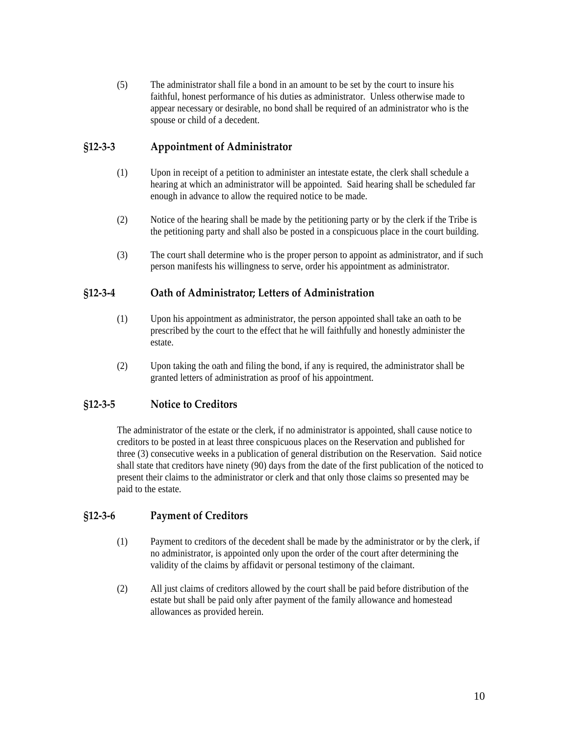(5) The administrator shall file a bond in an amount to be set by the court to insure his faithful, honest performance of his duties as administrator. Unless otherwise made to appear necessary or desirable, no bond shall be required of an administrator who is the spouse or child of a decedent.

## §12-3-3 Appointment of Administrator

(1) Upon in receipt of a petition to administer an intestate estate, the clerk shall schedule a hearing at which an administrator will be appointed. Said hearing shall be scheduled far enough in advance to allow the required notice to be made.

(2) Notice of the hearing shall be made by the petitioning party or by the clerk if the Tribe is the petitioning party and shall also be posted in a conspicuous place in the court building.

(3) The court shall determine who is the proper person to appoint as administrator, and if such person manifests his willingness to serve, order his appointment as administrator.

## §12-3-4 Oath of Administrator; Letters of Administration

(1) Upon his appointment as administrator, the person appointed shall take an oath to be prescribed by the court to the effect that he will faithfully and honestly administer the estate.

(2) Upon taking the oath and filing the bond, if any is required, the administrator shall be granted letters of administration as proof of his appointment.

## §12-3-5 Notice to Creditors

The administrator of the estate or the clerk, if no administrator is appointed, shall cause notice to creditors to be posted in at least three conspicuous places on the Reservation and published for three (3) consecutive weeks in a publication of general distribution on the Reservation. Said notice shall state that creditors have ninety (90) days from the date of the first publication of the noticed to present their claims to the administrator or clerk and that only those claims so presented may be paid to the estate.

## §12-3-6 Payment of Creditors

(1) Payment to creditors of the decedent shall be made by the administrator or by the clerk, if no administrator, is appointed only upon the order of the court after determining the validity of the claims by affidavit or personal testimony of the claimant.

(2) All just claims of creditors allowed by the court shall be paid before distribution of the estate but shall be paid only after payment of the family allowance and homestead allowances as provided herein.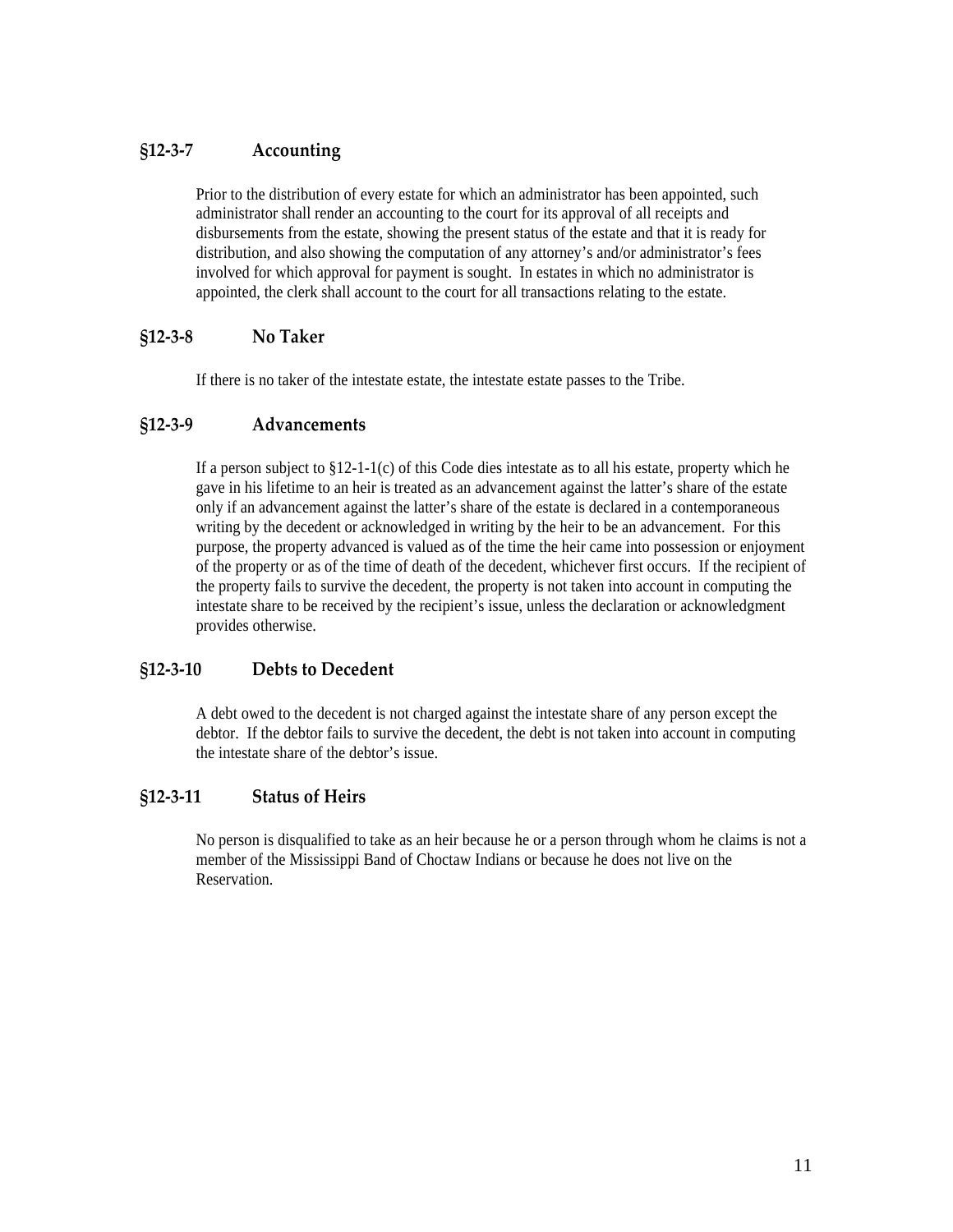### §12-3-7 Accounting

Prior to the distribution of every estate for which an administrator has been appointed, such administrator shall render an accounting to the court for its approval of all receipts and disbursements from the estate, showing the present status of the estate and that it is ready for distribution, and also showing the computation of any attorney's and/or administrator's fees involved for which approval for payment is sought. In estates in which no administrator is appointed, the clerk shall account to the court for all transactions relating to the estate.

### §12-3-8 No Taker

If there is no taker of the intestate estate, the intestate estate passes to the Tribe.

### §12-3-9 Advancements

If a person subject to §12-1-1(c) of this Code dies intestate as to all his estate, property which he gave in his lifetime to an heir is treated as an advancement against the latter's share of the estate only if an advancement against the latter's share of the estate is declared in a contemporaneous writing by the decedent or acknowledged in writing by the heir to be an advancement. For this purpose, the property advanced is valued as of the time the heir came into possession or enjoyment of the property or as of the time of death of the decedent, whichever first occurs. If the recipient of the property fails to survive the decedent, the property is not taken into account in computing the intestate share to be received by the recipient's issue, unless the declaration or acknowledgment provides otherwise.

### §12-3-10 Debts to Decedent

A debt owed to the decedent is not charged against the intestate share of any person except the debtor. If the debtor fails to survive the decedent, the debt is not taken into account in computing the intestate share of the debtor's issue.

### §12-3-11 Status of Heirs

No person is disqualified to take as an heir because he or a person through whom he claims is not a member of the Mississippi Band of Choctaw Indians or because he does not live on the Reservation.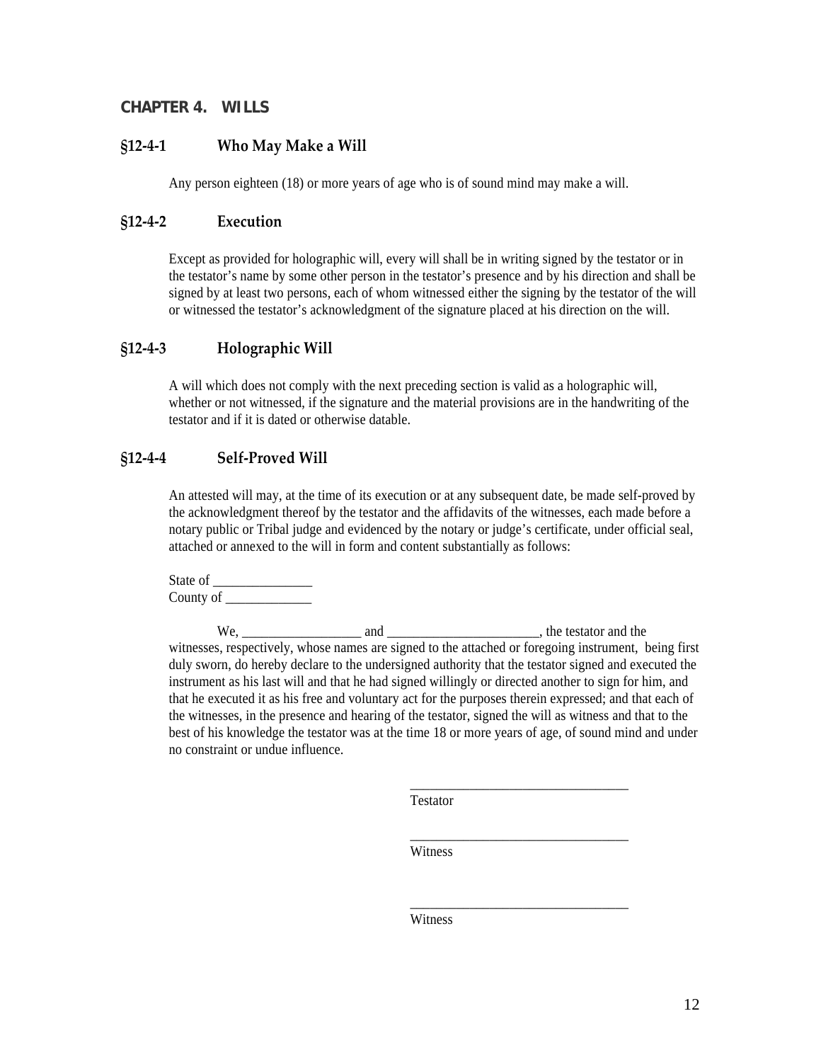## CHAPTER 4. WILLS

### §12-4-1 Who May Make a Will

Any person eighteen (18) or more years of age who is of sound mind may make a will.

### §12-4-2 Execution

Except as provided for holographic will, every will shall be in writing signed by the testator or in the testator's name by some other person in the testator's presence and by his direction and shall be signed by at least two persons, each of whom witnessed either the signing by the testator of the will or witnessed the testator's acknowledgment of the signature placed at his direction on the will.

### §12-4-3 Holographic Will

A will which does not comply with the next preceding section is valid as a holographic will, whether or not witnessed, if the signature and the material provisions are in the handwriting of the testator and if it is dated or otherwise datable.

### §12-4-4 Self-Proved Will

An attested will may, at the time of its execution or at any subsequent date, be made self-proved by the acknowledgment thereof by the testator and the affidavits of the witnesses, each made before a notary public or Tribal judge and evidenced by the notary or judge's certificate, under official seal, attached or annexed to the will in form and content substantially as follows:

State of _______________
County of _____________

We, __________________ and _______________________, the testator and the witnesses, respectively, whose names are signed to the attached or foregoing instrument, being first duly sworn, do hereby declare to the undersigned authority that the testator signed and executed the instrument as his last will and that he had signed willingly or directed another to sign for him, and that he executed it as his free and voluntary act for the purposes therein expressed; and that each of the witnesses, in the presence and hearing of the testator, signed the will as witness and that to the best of his knowledge the testator was at the time 18 or more years of age, of sound mind and under no constraint or undue influence.

________________________________
Testator

________________________________
Witness

________________________________
Witness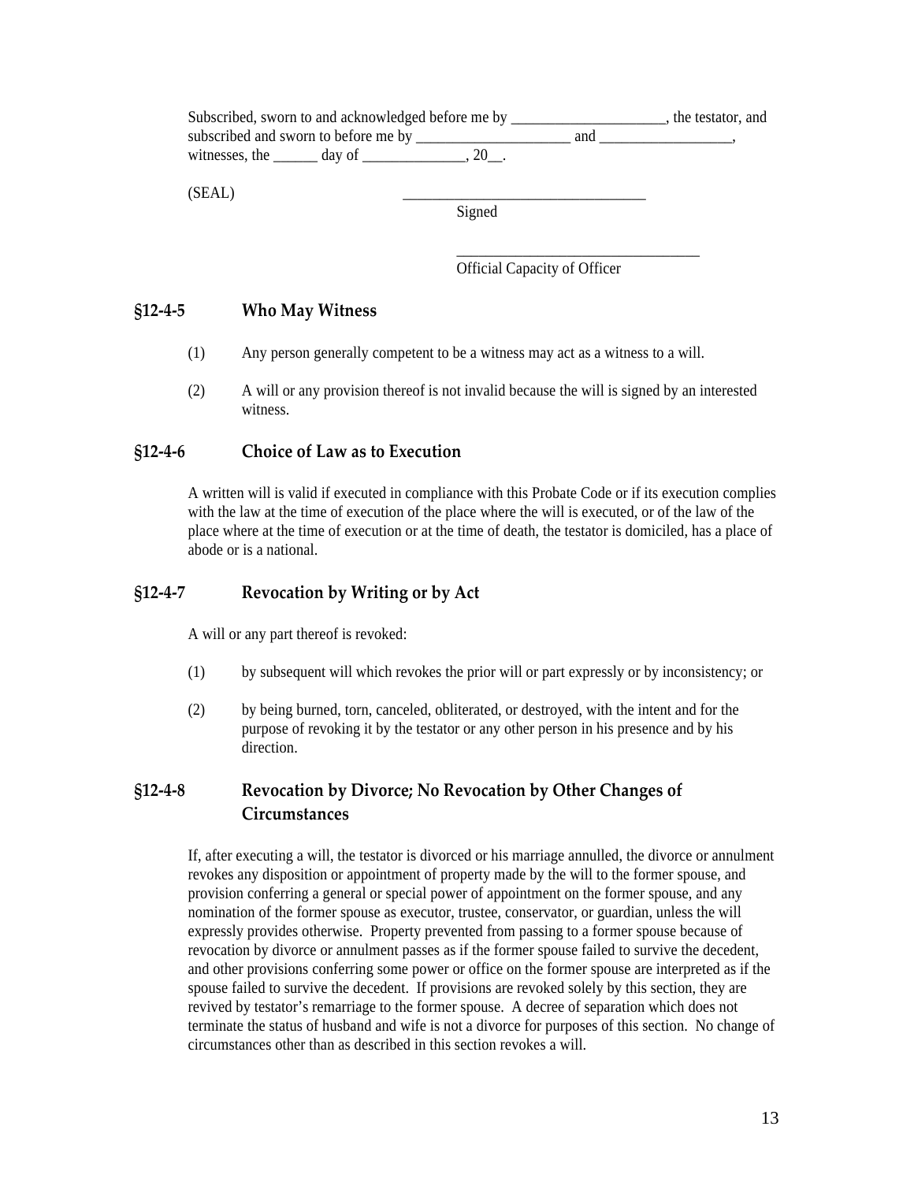Subscribed, sworn to and acknowledged before me by _____________________, the testator, and subscribed and sworn to before me by _____________________ and __________________, witnesses, the ______ day of ______________, 20__.

(SEAL) _________________________________
Signed

_________________________________
Official Capacity of Officer

### §12-4-5 Who May Witness

(1) Any person generally competent to be a witness may act as a witness to a will.

(2) A will or any provision thereof is not invalid because the will is signed by an interested witness.

### §12-4-6 Choice of Law as to Execution

A written will is valid if executed in compliance with this Probate Code or if its execution complies with the law at the time of execution of the place where the will is executed, or of the law of the place where at the time of execution or at the time of death, the testator is domiciled, has a place of abode or is a national.

### §12-4-7 Revocation by Writing or by Act

A will or any part thereof is revoked:

(1) by subsequent will which revokes the prior will or part expressly or by inconsistency; or

(2) by being burned, torn, canceled, obliterated, or destroyed, with the intent and for the purpose of revoking it by the testator or any other person in his presence and by his direction.

### §12-4-8 Revocation by Divorce; No Revocation by Other Changes of Circumstances

If, after executing a will, the testator is divorced or his marriage annulled, the divorce or annulment revokes any disposition or appointment of property made by the will to the former spouse, and provision conferring a general or special power of appointment on the former spouse, and any nomination of the former spouse as executor, trustee, conservator, or guardian, unless the will expressly provides otherwise. Property prevented from passing to a former spouse because of revocation by divorce or annulment passes as if the former spouse failed to survive the decedent, and other provisions conferring some power or office on the former spouse are interpreted as if the spouse failed to survive the decedent. If provisions are revoked solely by this section, they are revived by testator's remarriage to the former spouse. A decree of separation which does not terminate the status of husband and wife is not a divorce for purposes of this section. No change of circumstances other than as described in this section revokes a will.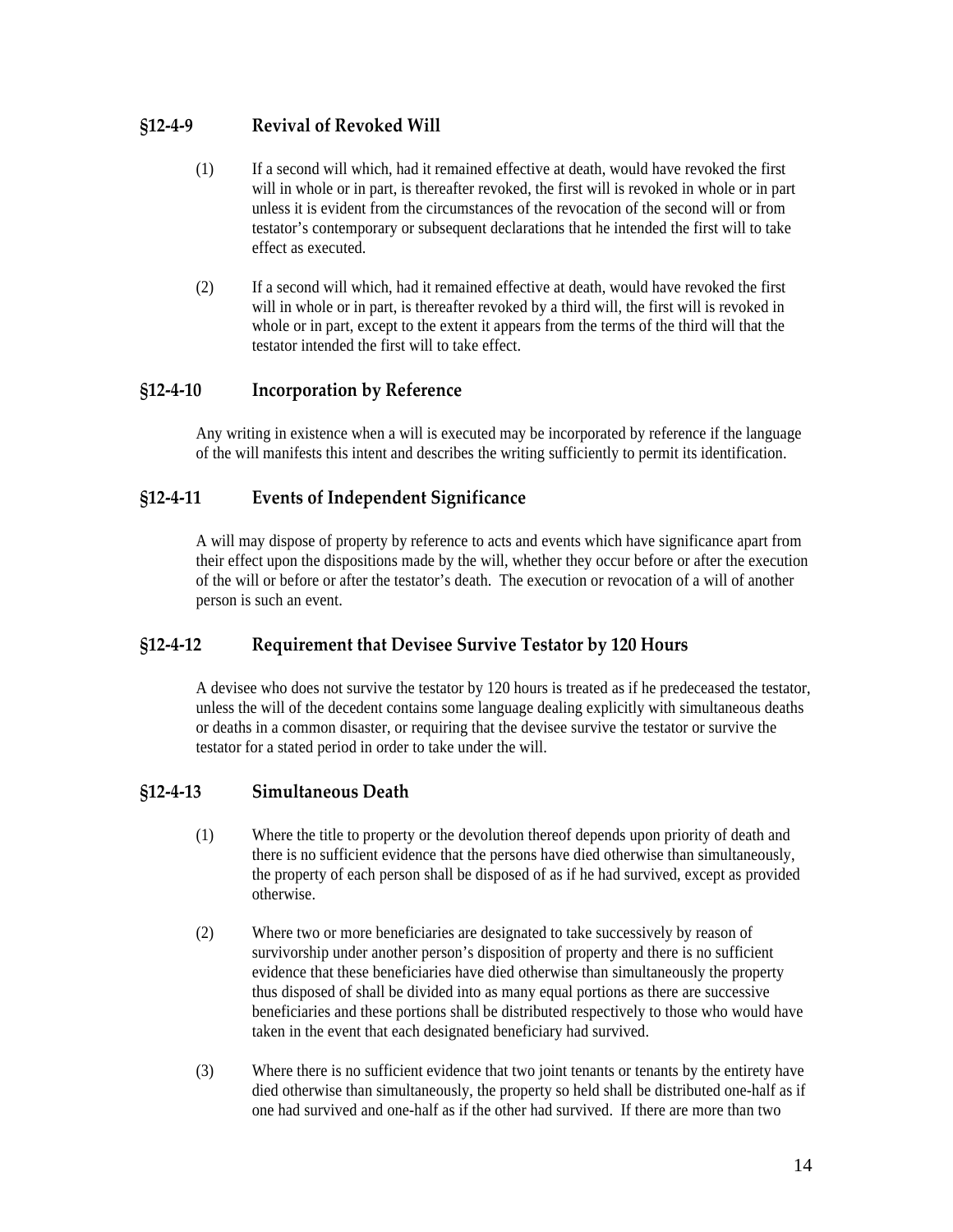## §12-4-9 Revival of Revoked Will

(1) If a second will which, had it remained effective at death, would have revoked the first will in whole or in part, is thereafter revoked, the first will is revoked in whole or in part unless it is evident from the circumstances of the revocation of the second will or from testator's contemporary or subsequent declarations that he intended the first will to take effect as executed.

(2) If a second will which, had it remained effective at death, would have revoked the first will in whole or in part, is thereafter revoked by a third will, the first will is revoked in whole or in part, except to the extent it appears from the terms of the third will that the testator intended the first will to take effect.

## §12-4-10 Incorporation by Reference

Any writing in existence when a will is executed may be incorporated by reference if the language of the will manifests this intent and describes the writing sufficiently to permit its identification.

## §12-4-11 Events of Independent Significance

A will may dispose of property by reference to acts and events which have significance apart from their effect upon the dispositions made by the will, whether they occur before or after the execution of the will or before or after the testator's death. The execution or revocation of a will of another person is such an event.

## §12-4-12 Requirement that Devisee Survive Testator by 120 Hours

A devisee who does not survive the testator by 120 hours is treated as if he predeceased the testator, unless the will of the decedent contains some language dealing explicitly with simultaneous deaths or deaths in a common disaster, or requiring that the devisee survive the testator or survive the testator for a stated period in order to take under the will.

## §12-4-13 Simultaneous Death

(1) Where the title to property or the devolution thereof depends upon priority of death and there is no sufficient evidence that the persons have died otherwise than simultaneously, the property of each person shall be disposed of as if he had survived, except as provided otherwise.

(2) Where two or more beneficiaries are designated to take successively by reason of survivorship under another person's disposition of property and there is no sufficient evidence that these beneficiaries have died otherwise than simultaneously the property thus disposed of shall be divided into as many equal portions as there are successive beneficiaries and these portions shall be distributed respectively to those who would have taken in the event that each designated beneficiary had survived.

(3) Where there is no sufficient evidence that two joint tenants or tenants by the entirety have died otherwise than simultaneously, the property so held shall be distributed one-half as if one had survived and one-half as if the other had survived. If there are more than two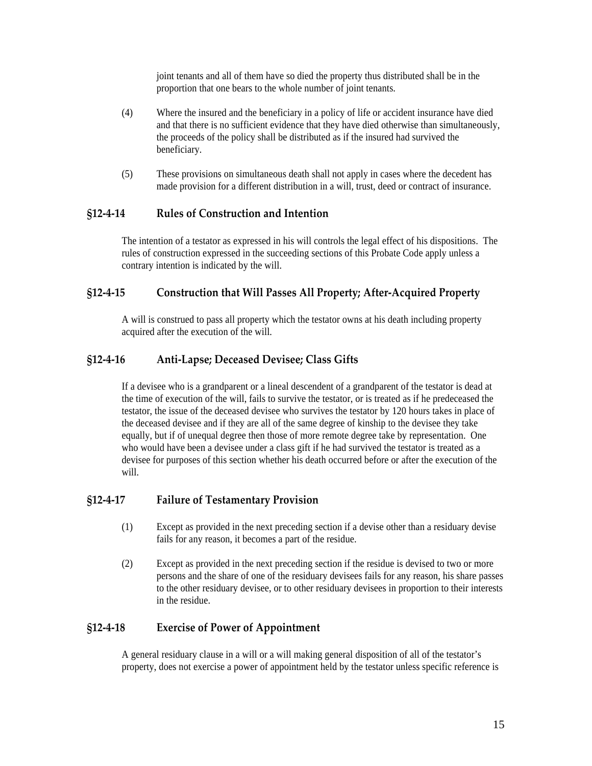joint tenants and all of them have so died the property thus distributed shall be in the proportion that one bears to the whole number of joint tenants.

(4) Where the insured and the beneficiary in a policy of life or accident insurance have died and that there is no sufficient evidence that they have died otherwise than simultaneously, the proceeds of the policy shall be distributed as if the insured had survived the beneficiary.

(5) These provisions on simultaneous death shall not apply in cases where the decedent has made provision for a different distribution in a will, trust, deed or contract of insurance.

## §12-4-14 Rules of Construction and Intention

The intention of a testator as expressed in his will controls the legal effect of his dispositions. The rules of construction expressed in the succeeding sections of this Probate Code apply unless a contrary intention is indicated by the will.

## §12-4-15 Construction that Will Passes All Property; After-Acquired Property

A will is construed to pass all property which the testator owns at his death including property acquired after the execution of the will.

## §12-4-16 Anti-Lapse; Deceased Devisee; Class Gifts

If a devisee who is a grandparent or a lineal descendent of a grandparent of the testator is dead at the time of execution of the will, fails to survive the testator, or is treated as if he predeceased the testator, the issue of the deceased devisee who survives the testator by 120 hours takes in place of the deceased devisee and if they are all of the same degree of kinship to the devisee they take equally, but if of unequal degree then those of more remote degree take by representation. One who would have been a devisee under a class gift if he had survived the testator is treated as a devisee for purposes of this section whether his death occurred before or after the execution of the will.

## §12-4-17 Failure of Testamentary Provision

(1) Except as provided in the next preceding section if a devise other than a residuary devise fails for any reason, it becomes a part of the residue.

(2) Except as provided in the next preceding section if the residue is devised to two or more persons and the share of one of the residuary devisees fails for any reason, his share passes to the other residuary devisee, or to other residuary devisees in proportion to their interests in the residue.

## §12-4-18 Exercise of Power of Appointment

A general residuary clause in a will or a will making general disposition of all of the testator's property, does not exercise a power of appointment held by the testator unless specific reference is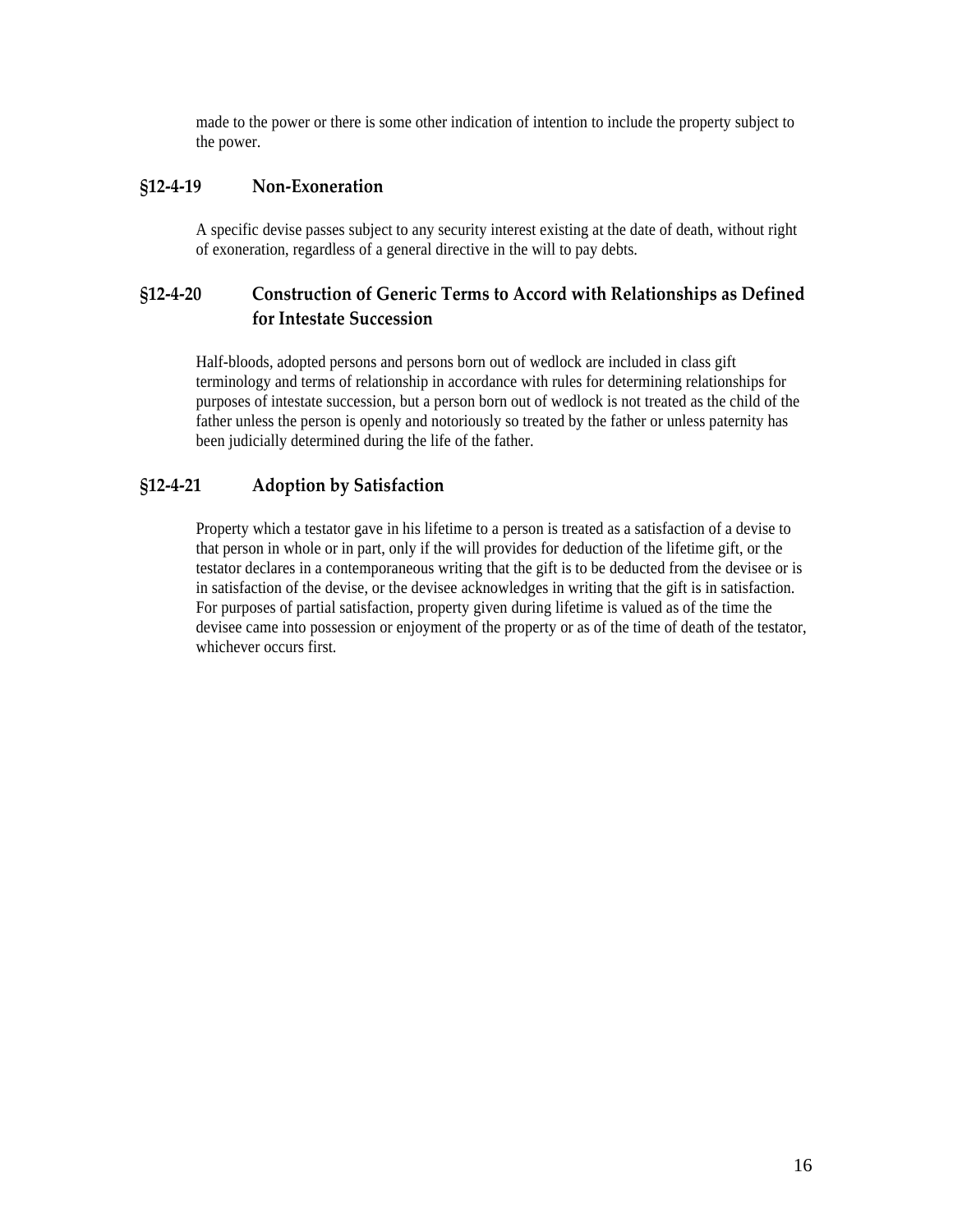made to the power or there is some other indication of intention to include the property subject to the power.

## §12-4-19 Non-Exoneration

A specific devise passes subject to any security interest existing at the date of death, without right of exoneration, regardless of a general directive in the will to pay debts.

## §12-4-20 Construction of Generic Terms to Accord with Relationships as Defined for Intestate Succession

Half-bloods, adopted persons and persons born out of wedlock are included in class gift terminology and terms of relationship in accordance with rules for determining relationships for purposes of intestate succession, but a person born out of wedlock is not treated as the child of the father unless the person is openly and notoriously so treated by the father or unless paternity has been judicially determined during the life of the father.

## §12-4-21 Adoption by Satisfaction

Property which a testator gave in his lifetime to a person is treated as a satisfaction of a devise to that person in whole or in part, only if the will provides for deduction of the lifetime gift, or the testator declares in a contemporaneous writing that the gift is to be deducted from the devisee or is in satisfaction of the devise, or the devisee acknowledges in writing that the gift is in satisfaction. For purposes of partial satisfaction, property given during lifetime is valued as of the time the devisee came into possession or enjoyment of the property or as of the time of death of the testator, whichever occurs first.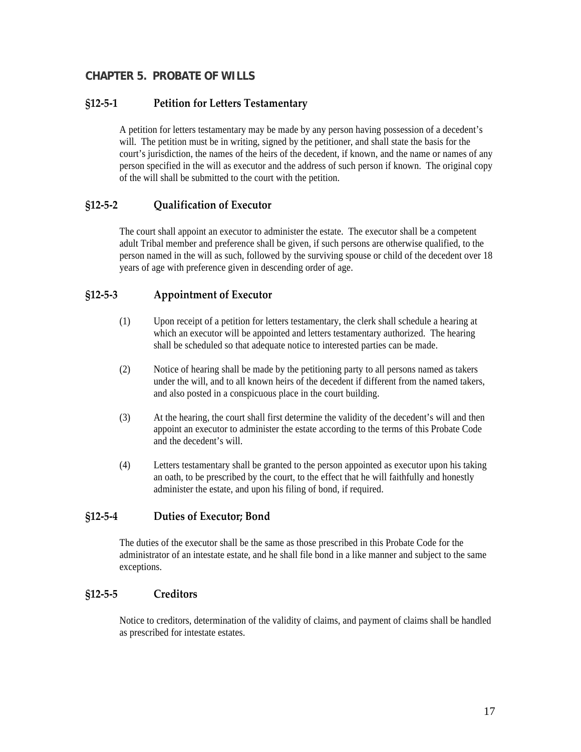## CHAPTER 5. PROBATE OF WILLS

### §12-5-1 Petition for Letters Testamentary

A petition for letters testamentary may be made by any person having possession of a decedent's will. The petition must be in writing, signed by the petitioner, and shall state the basis for the court's jurisdiction, the names of the heirs of the decedent, if known, and the name or names of any person specified in the will as executor and the address of such person if known. The original copy of the will shall be submitted to the court with the petition.

### §12-5-2 Qualification of Executor

The court shall appoint an executor to administer the estate. The executor shall be a competent adult Tribal member and preference shall be given, if such persons are otherwise qualified, to the person named in the will as such, followed by the surviving spouse or child of the decedent over 18 years of age with preference given in descending order of age.

### §12-5-3 Appointment of Executor

(1) Upon receipt of a petition for letters testamentary, the clerk shall schedule a hearing at which an executor will be appointed and letters testamentary authorized. The hearing shall be scheduled so that adequate notice to interested parties can be made.

(2) Notice of hearing shall be made by the petitioning party to all persons named as takers under the will, and to all known heirs of the decedent if different from the named takers, and also posted in a conspicuous place in the court building.

(3) At the hearing, the court shall first determine the validity of the decedent's will and then appoint an executor to administer the estate according to the terms of this Probate Code and the decedent's will.

(4) Letters testamentary shall be granted to the person appointed as executor upon his taking an oath, to be prescribed by the court, to the effect that he will faithfully and honestly administer the estate, and upon his filing of bond, if required.

### §12-5-4 Duties of Executor; Bond

The duties of the executor shall be the same as those prescribed in this Probate Code for the administrator of an intestate estate, and he shall file bond in a like manner and subject to the same exceptions.

### §12-5-5 Creditors

Notice to creditors, determination of the validity of claims, and payment of claims shall be handled as prescribed for intestate estates.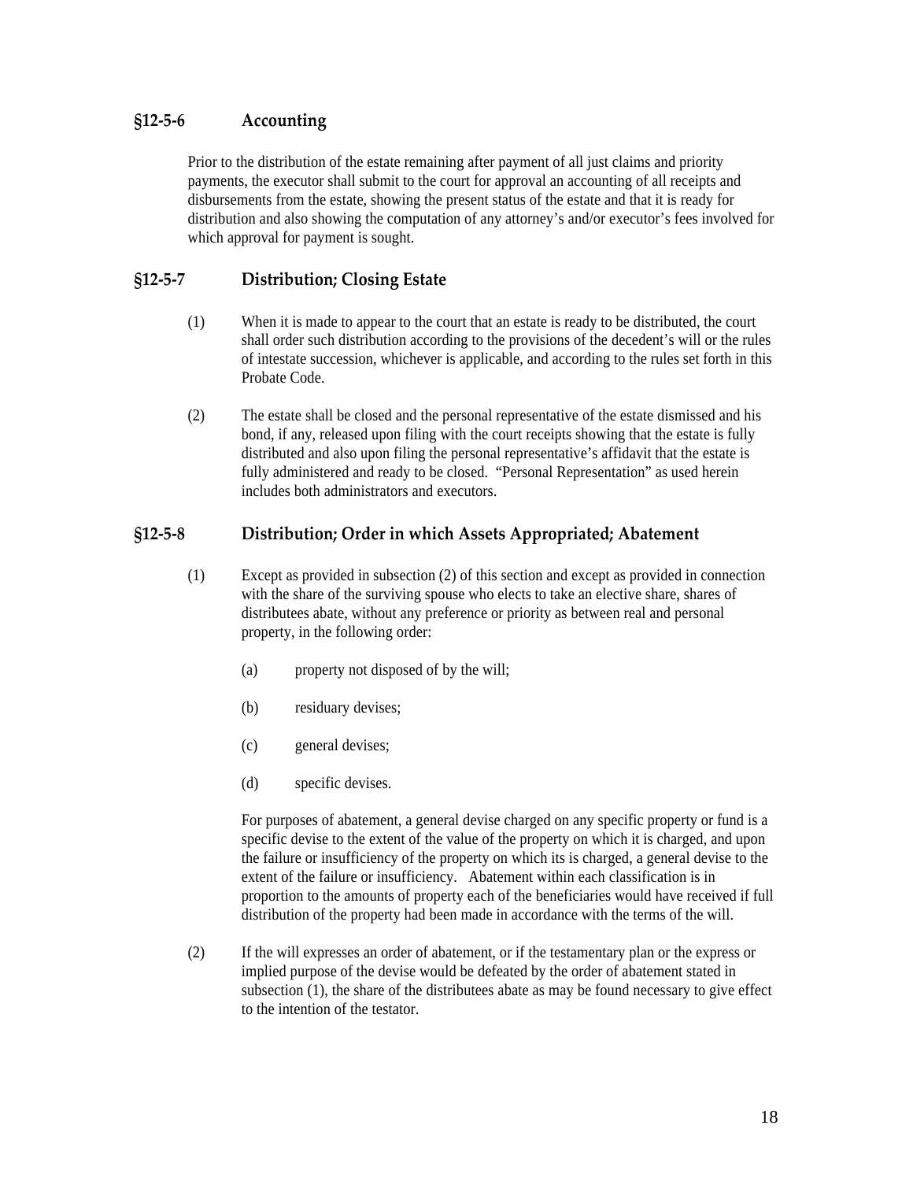### §12-5-6 Accounting

Prior to the distribution of the estate remaining after payment of all just claims and priority payments, the executor shall submit to the court for approval an accounting of all receipts and disbursements from the estate, showing the present status of the estate and that it is ready for distribution and also showing the computation of any attorney's and/or executor's fees involved for which approval for payment is sought.

### §12-5-7 Distribution; Closing Estate

(1) When it is made to appear to the court that an estate is ready to be distributed, the court shall order such distribution according to the provisions of the decedent's will or the rules of intestate succession, whichever is applicable, and according to the rules set forth in this Probate Code.

(2) The estate shall be closed and the personal representative of the estate dismissed and his bond, if any, released upon filing with the court receipts showing that the estate is fully distributed and also upon filing the personal representative's affidavit that the estate is fully administered and ready to be closed. "Personal Representation" as used herein includes both administrators and executors.

### §12-5-8 Distribution; Order in which Assets Appropriated; Abatement

(1) Except as provided in subsection (2) of this section and except as provided in connection with the share of the surviving spouse who elects to take an elective share, shares of distributees abate, without any preference or priority as between real and personal property, in the following order:

(a) property not disposed of by the will;

(b) residuary devises;

(c) general devises;

(d) specific devises.

For purposes of abatement, a general devise charged on any specific property or fund is a specific devise to the extent of the value of the property on which it is charged, and upon the failure or insufficiency of the property on which its is charged, a general devise to the extent of the failure or insufficiency. Abatement within each classification is in proportion to the amounts of property each of the beneficiaries would have received if full distribution of the property had been made in accordance with the terms of the will.

(2) If the will expresses an order of abatement, or if the testamentary plan or the express or implied purpose of the devise would be defeated by the order of abatement stated in subsection (1), the share of the distributees abate as may be found necessary to give effect to the intention of the testator.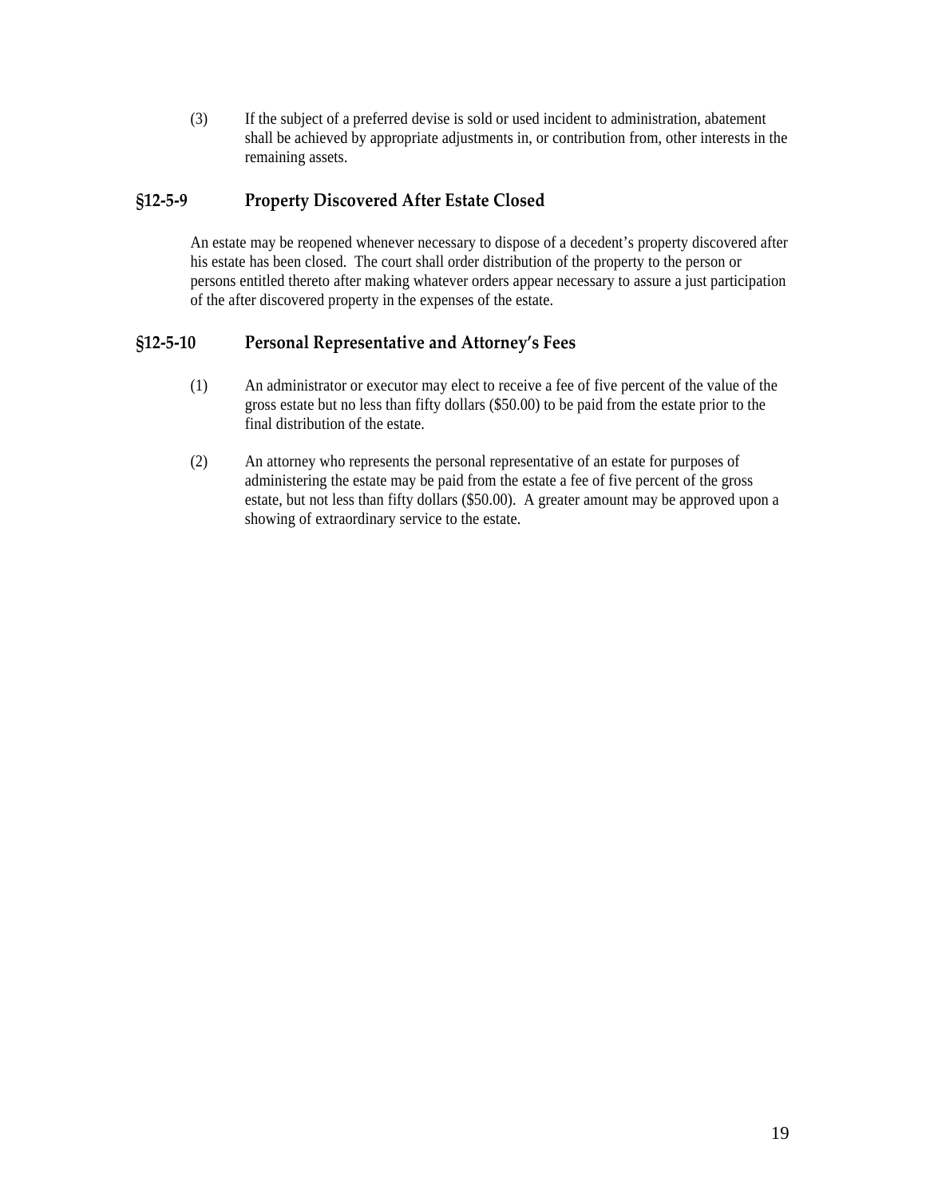(3) If the subject of a preferred devise is sold or used incident to administration, abatement shall be achieved by appropriate adjustments in, or contribution from, other interests in the remaining assets.

### §12-5-9 Property Discovered After Estate Closed

An estate may be reopened whenever necessary to dispose of a decedent's property discovered after his estate has been closed. The court shall order distribution of the property to the person or persons entitled thereto after making whatever orders appear necessary to assure a just participation of the after discovered property in the expenses of the estate.

### §12-5-10 Personal Representative and Attorney's Fees

(1) An administrator or executor may elect to receive a fee of five percent of the value of the gross estate but no less than fifty dollars ($50.00) to be paid from the estate prior to the final distribution of the estate.

(2) An attorney who represents the personal representative of an estate for purposes of administering the estate may be paid from the estate a fee of five percent of the gross estate, but not less than fifty dollars ($50.00). A greater amount may be approved upon a showing of extraordinary service to the estate.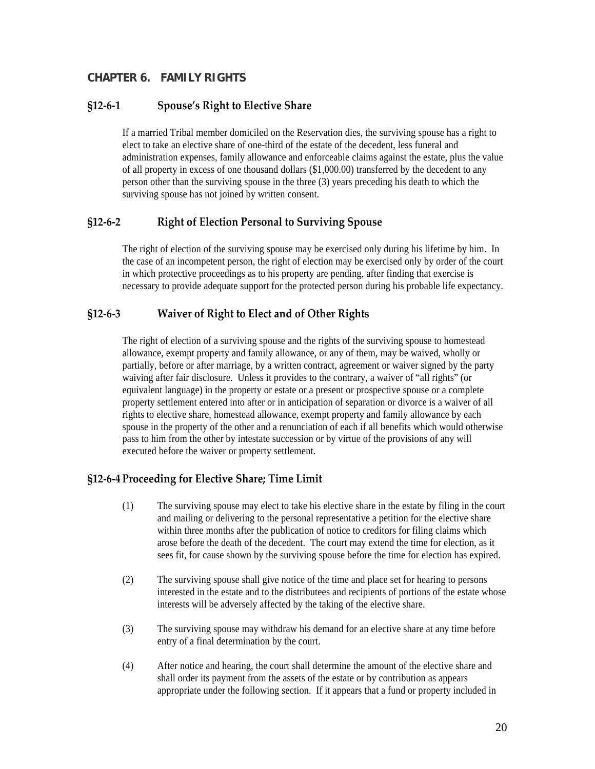# CHAPTER 6. FAMILY RIGHTS

## §12-6-1 Spouse's Right to Elective Share

If a married Tribal member domiciled on the Reservation dies, the surviving spouse has a right to elect to take an elective share of one-third of the estate of the decedent, less funeral and administration expenses, family allowance and enforceable claims against the estate, plus the value of all property in excess of one thousand dollars ($1,000.00) transferred by the decedent to any person other than the surviving spouse in the three (3) years preceding his death to which the surviving spouse has not joined by written consent.

## §12-6-2 Right of Election Personal to Surviving Spouse

The right of election of the surviving spouse may be exercised only during his lifetime by him. In the case of an incompetent person, the right of election may be exercised only by order of the court in which protective proceedings as to his property are pending, after finding that exercise is necessary to provide adequate support for the protected person during his probable life expectancy.

## §12-6-3 Waiver of Right to Elect and of Other Rights

The right of election of a surviving spouse and the rights of the surviving spouse to homestead allowance, exempt property and family allowance, or any of them, may be waived, wholly or partially, before or after marriage, by a written contract, agreement or waiver signed by the party waiving after fair disclosure. Unless it provides to the contrary, a waiver of "all rights" (or equivalent language) in the property or estate or a present or prospective spouse or a complete property settlement entered into after or in anticipation of separation or divorce is a waiver of all rights to elective share, homestead allowance, exempt property and family allowance by each spouse in the property of the other and a renunciation of each if all benefits which would otherwise pass to him from the other by intestate succession or by virtue of the provisions of any will executed before the waiver or property settlement.

## §12-6-4 Proceeding for Elective Share; Time Limit

(1) The surviving spouse may elect to take his elective share in the estate by filing in the court and mailing or delivering to the personal representative a petition for the elective share within three months after the publication of notice to creditors for filing claims which arose before the death of the decedent. The court may extend the time for election, as it sees fit, for cause shown by the surviving spouse before the time for election has expired.

(2) The surviving spouse shall give notice of the time and place set for hearing to persons interested in the estate and to the distributees and recipients of portions of the estate whose interests will be adversely affected by the taking of the elective share.

(3) The surviving spouse may withdraw his demand for an elective share at any time before entry of a final determination by the court.

(4) After notice and hearing, the court shall determine the amount of the elective share and shall order its payment from the assets of the estate or by contribution as appears appropriate under the following section. If it appears that a fund or property included in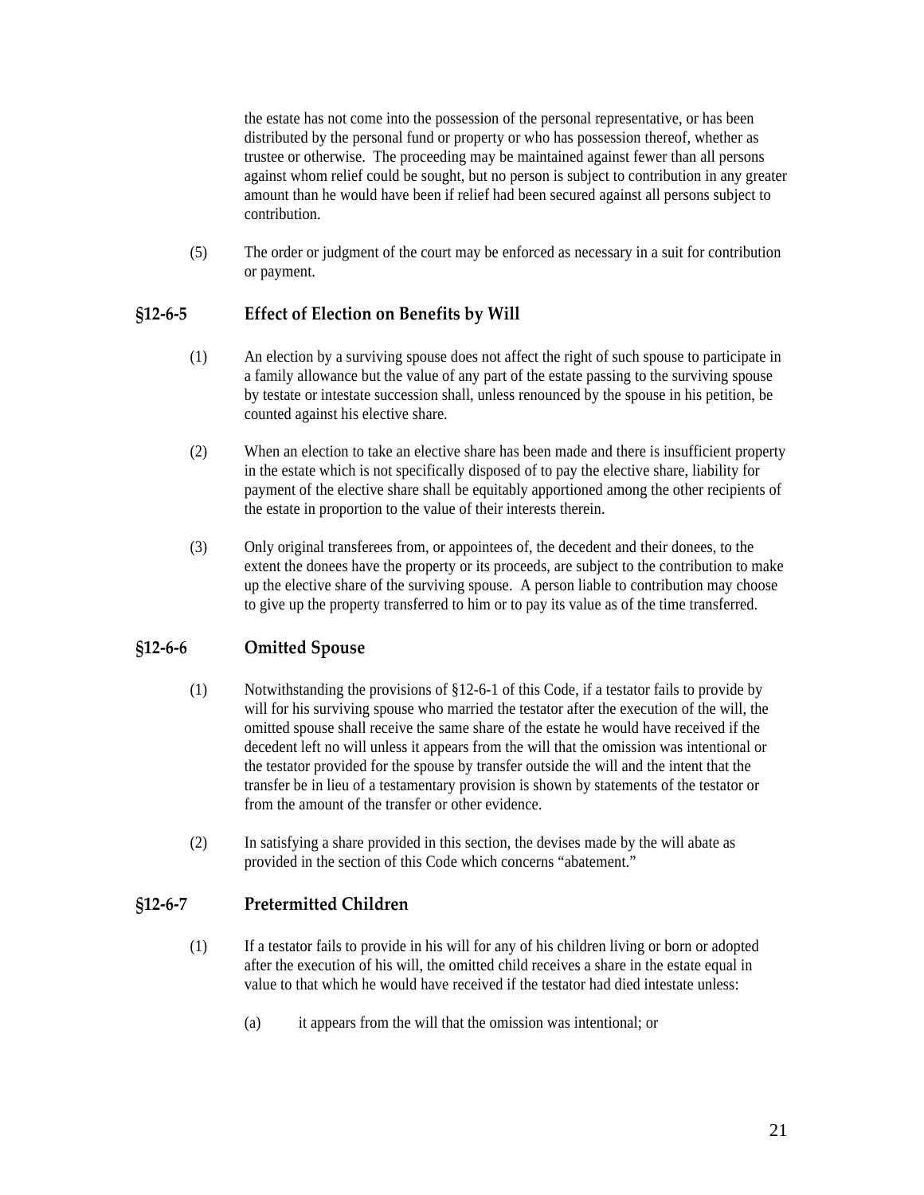the estate has not come into the possession of the personal representative, or has been distributed by the personal fund or property or who has possession thereof, whether as trustee or otherwise. The proceeding may be maintained against fewer than all persons against whom relief could be sought, but no person is subject to contribution in any greater amount than he would have been if relief had been secured against all persons subject to contribution.

(5) The order or judgment of the court may be enforced as necessary in a suit for contribution or payment.

## §12-6-5 Effect of Election on Benefits by Will

(1) An election by a surviving spouse does not affect the right of such spouse to participate in a family allowance but the value of any part of the estate passing to the surviving spouse by testate or intestate succession shall, unless renounced by the spouse in his petition, be counted against his elective share.

(2) When an election to take an elective share has been made and there is insufficient property in the estate which is not specifically disposed of to pay the elective share, liability for payment of the elective share shall be equitably apportioned among the other recipients of the estate in proportion to the value of their interests therein.

(3) Only original transferees from, or appointees of, the decedent and their donees, to the extent the donees have the property or its proceeds, are subject to the contribution to make up the elective share of the surviving spouse. A person liable to contribution may choose to give up the property transferred to him or to pay its value as of the time transferred.

## §12-6-6 Omitted Spouse

(1) Notwithstanding the provisions of §12-6-1 of this Code, if a testator fails to provide by will for his surviving spouse who married the testator after the execution of the will, the omitted spouse shall receive the same share of the estate he would have received if the decedent left no will unless it appears from the will that the omission was intentional or the testator provided for the spouse by transfer outside the will and the intent that the transfer be in lieu of a testamentary provision is shown by statements of the testator or from the amount of the transfer or other evidence.

(2) In satisfying a share provided in this section, the devises made by the will abate as provided in the section of this Code which concerns "abatement."

## §12-6-7 Pretermitted Children

(1) If a testator fails to provide in his will for any of his children living or born or adopted after the execution of his will, the omitted child receives a share in the estate equal in value to that which he would have received if the testator had died intestate unless:

(a) it appears from the will that the omission was intentional; or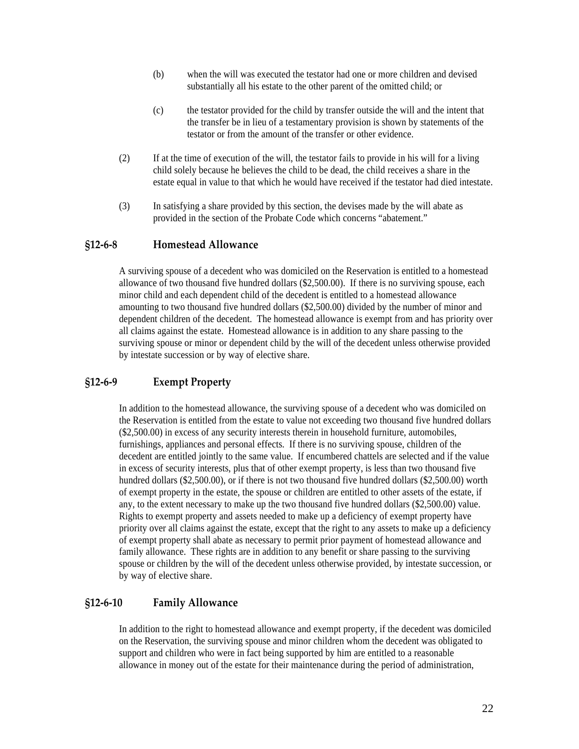(b) when the will was executed the testator had one or more children and devised substantially all his estate to the other parent of the omitted child; or

(c) the testator provided for the child by transfer outside the will and the intent that the transfer be in lieu of a testamentary provision is shown by statements of the testator or from the amount of the transfer or other evidence.

(2) If at the time of execution of the will, the testator fails to provide in his will for a living child solely because he believes the child to be dead, the child receives a share in the estate equal in value to that which he would have received if the testator had died intestate.

(3) In satisfying a share provided by this section, the devises made by the will abate as provided in the section of the Probate Code which concerns "abatement."

## §12-6-8 Homestead Allowance

A surviving spouse of a decedent who was domiciled on the Reservation is entitled to a homestead allowance of two thousand five hundred dollars ($2,500.00). If there is no surviving spouse, each minor child and each dependent child of the decedent is entitled to a homestead allowance amounting to two thousand five hundred dollars ($2,500.00) divided by the number of minor and dependent children of the decedent. The homestead allowance is exempt from and has priority over all claims against the estate. Homestead allowance is in addition to any share passing to the surviving spouse or minor or dependent child by the will of the decedent unless otherwise provided by intestate succession or by way of elective share.

## §12-6-9 Exempt Property

In addition to the homestead allowance, the surviving spouse of a decedent who was domiciled on the Reservation is entitled from the estate to value not exceeding two thousand five hundred dollars ($2,500.00) in excess of any security interests therein in household furniture, automobiles, furnishings, appliances and personal effects. If there is no surviving spouse, children of the decedent are entitled jointly to the same value. If encumbered chattels are selected and if the value in excess of security interests, plus that of other exempt property, is less than two thousand five hundred dollars ($2,500.00), or if there is not two thousand five hundred dollars ($2,500.00) worth of exempt property in the estate, the spouse or children are entitled to other assets of the estate, if any, to the extent necessary to make up the two thousand five hundred dollars ($2,500.00) value. Rights to exempt property and assets needed to make up a deficiency of exempt property have priority over all claims against the estate, except that the right to any assets to make up a deficiency of exempt property shall abate as necessary to permit prior payment of homestead allowance and family allowance. These rights are in addition to any benefit or share passing to the surviving spouse or children by the will of the decedent unless otherwise provided, by intestate succession, or by way of elective share.

## §12-6-10 Family Allowance

In addition to the right to homestead allowance and exempt property, if the decedent was domiciled on the Reservation, the surviving spouse and minor children whom the decedent was obligated to support and children who were in fact being supported by him are entitled to a reasonable allowance in money out of the estate for their maintenance during the period of administration,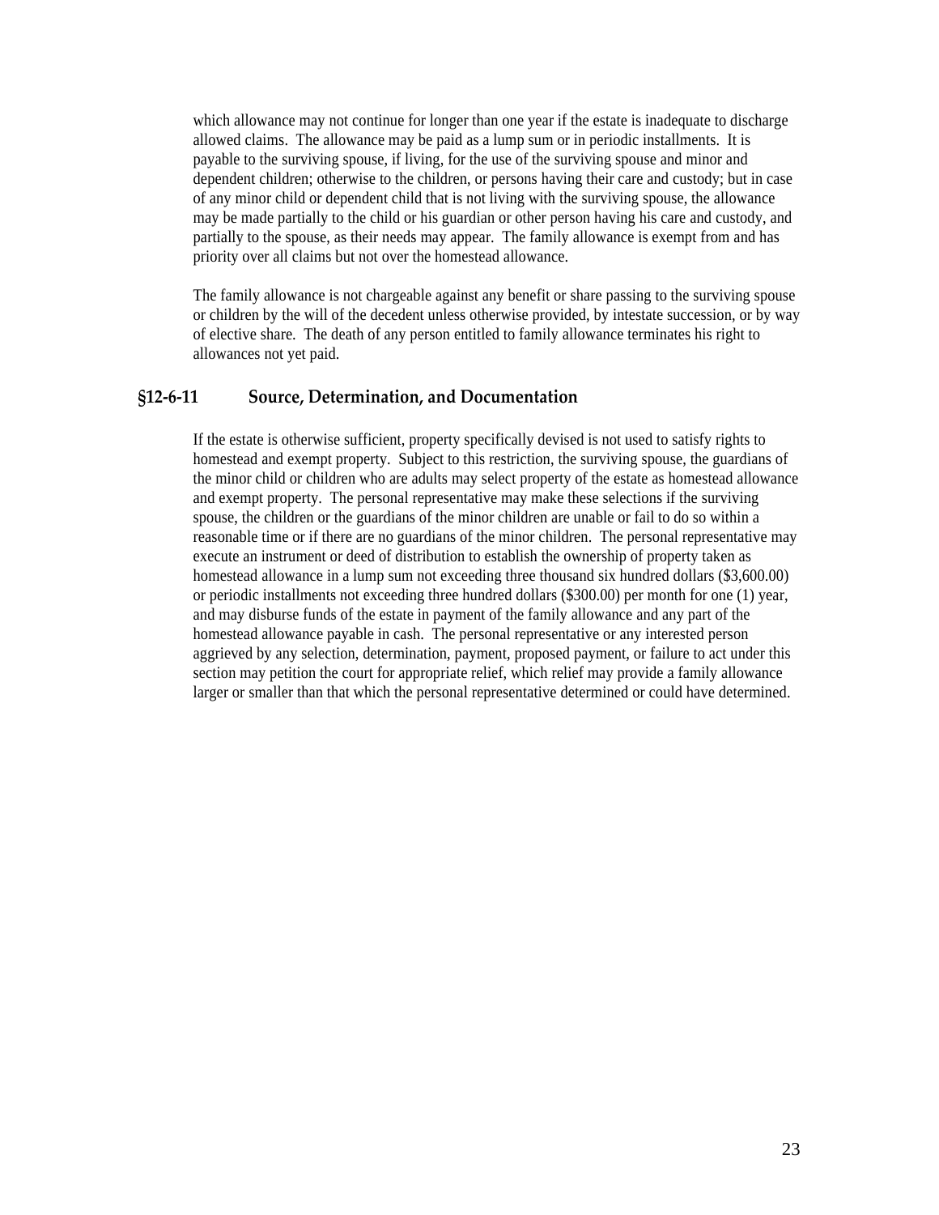which allowance may not continue for longer than one year if the estate is inadequate to discharge allowed claims. The allowance may be paid as a lump sum or in periodic installments. It is payable to the surviving spouse, if living, for the use of the surviving spouse and minor and dependent children; otherwise to the children, or persons having their care and custody; but in case of any minor child or dependent child that is not living with the surviving spouse, the allowance may be made partially to the child or his guardian or other person having his care and custody, and partially to the spouse, as their needs may appear. The family allowance is exempt from and has priority over all claims but not over the homestead allowance.

The family allowance is not chargeable against any benefit or share passing to the surviving spouse or children by the will of the decedent unless otherwise provided, by intestate succession, or by way of elective share. The death of any person entitled to family allowance terminates his right to allowances not yet paid.

## §12-6-11 Source, Determination, and Documentation

If the estate is otherwise sufficient, property specifically devised is not used to satisfy rights to homestead and exempt property. Subject to this restriction, the surviving spouse, the guardians of the minor child or children who are adults may select property of the estate as homestead allowance and exempt property. The personal representative may make these selections if the surviving spouse, the children or the guardians of the minor children are unable or fail to do so within a reasonable time or if there are no guardians of the minor children. The personal representative may execute an instrument or deed of distribution to establish the ownership of property taken as homestead allowance in a lump sum not exceeding three thousand six hundred dollars ($3,600.00) or periodic installments not exceeding three hundred dollars ($300.00) per month for one (1) year, and may disburse funds of the estate in payment of the family allowance and any part of the homestead allowance payable in cash. The personal representative or any interested person aggrieved by any selection, determination, payment, proposed payment, or failure to act under this section may petition the court for appropriate relief, which relief may provide a family allowance larger or smaller than that which the personal representative determined or could have determined.